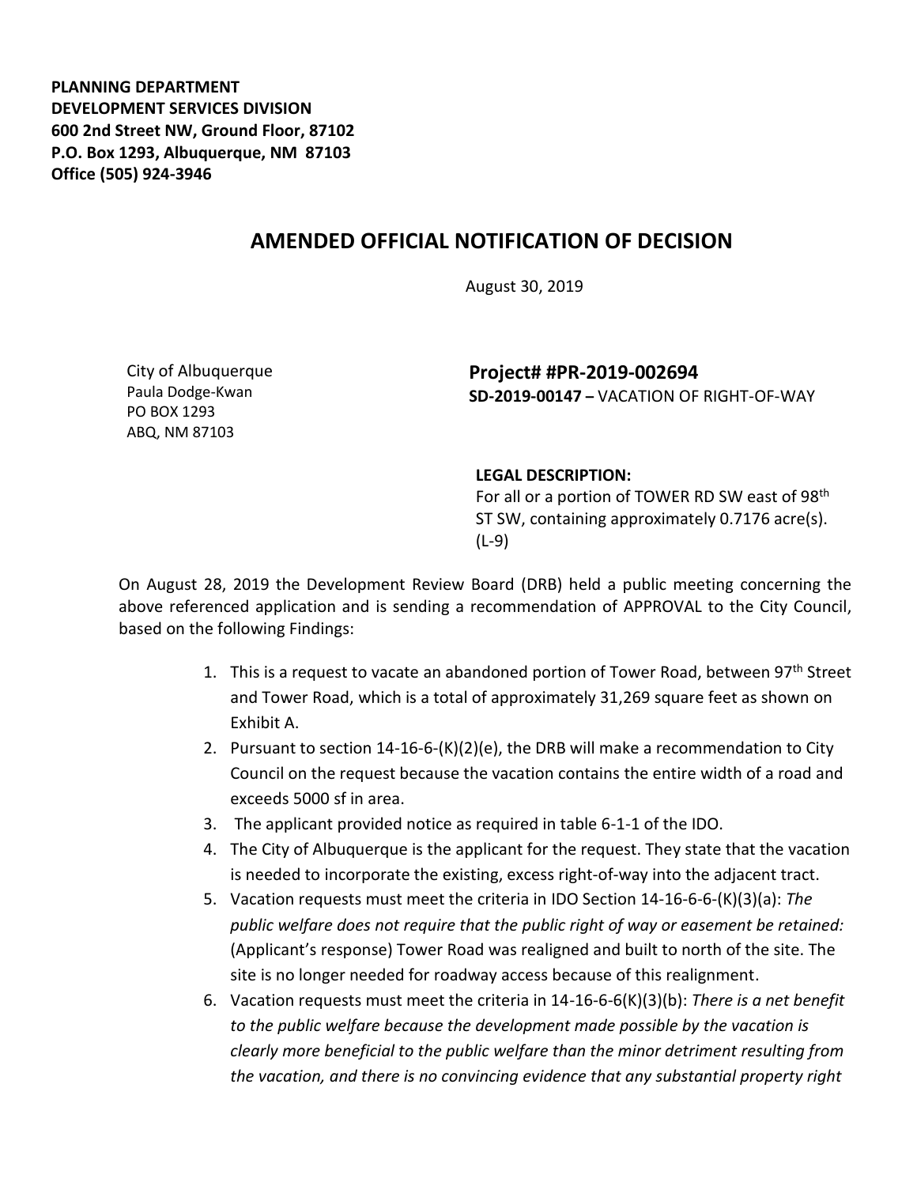**PLANNING DEPARTMENT**
**DEVELOPMENT SERVICES DIVISION**
**600 2nd Street NW, Ground Floor, 87102**
**P.O. Box 1293, Albuquerque, NM 87103**
**Office (505) 924-3946**

## AMENDED OFFICIAL NOTIFICATION OF DECISION

August 30, 2019

City of Albuquerque
Paula Dodge-Kwan
PO BOX 1293
ABQ, NM 87103

**Project# #PR-2019-002694**
**SD-2019-00147 –** VACATION OF RIGHT-OF-WAY

**LEGAL DESCRIPTION:**
For all or a portion of TOWER RD SW east of 98th ST SW, containing approximately 0.7176 acre(s). (L-9)

On August 28, 2019 the Development Review Board (DRB) held a public meeting concerning the above referenced application and is sending a recommendation of APPROVAL to the City Council, based on the following Findings:

1. This is a request to vacate an abandoned portion of Tower Road, between 97th Street and Tower Road, which is a total of approximately 31,269 square feet as shown on Exhibit A.
2. Pursuant to section 14-16-6-(K)(2)(e), the DRB will make a recommendation to City Council on the request because the vacation contains the entire width of a road and exceeds 5000 sf in area.
3. The applicant provided notice as required in table 6-1-1 of the IDO.
4. The City of Albuquerque is the applicant for the request. They state that the vacation is needed to incorporate the existing, excess right-of-way into the adjacent tract.
5. Vacation requests must meet the criteria in IDO Section 14-16-6-6-(K)(3)(a): *The public welfare does not require that the public right of way or easement be retained:* (Applicant's response) Tower Road was realigned and built to north of the site. The site is no longer needed for roadway access because of this realignment.
6. Vacation requests must meet the criteria in 14-16-6-6(K)(3)(b): *There is a net benefit to the public welfare because the development made possible by the vacation is clearly more beneficial to the public welfare than the minor detriment resulting from the vacation, and there is no convincing evidence that any substantial property right*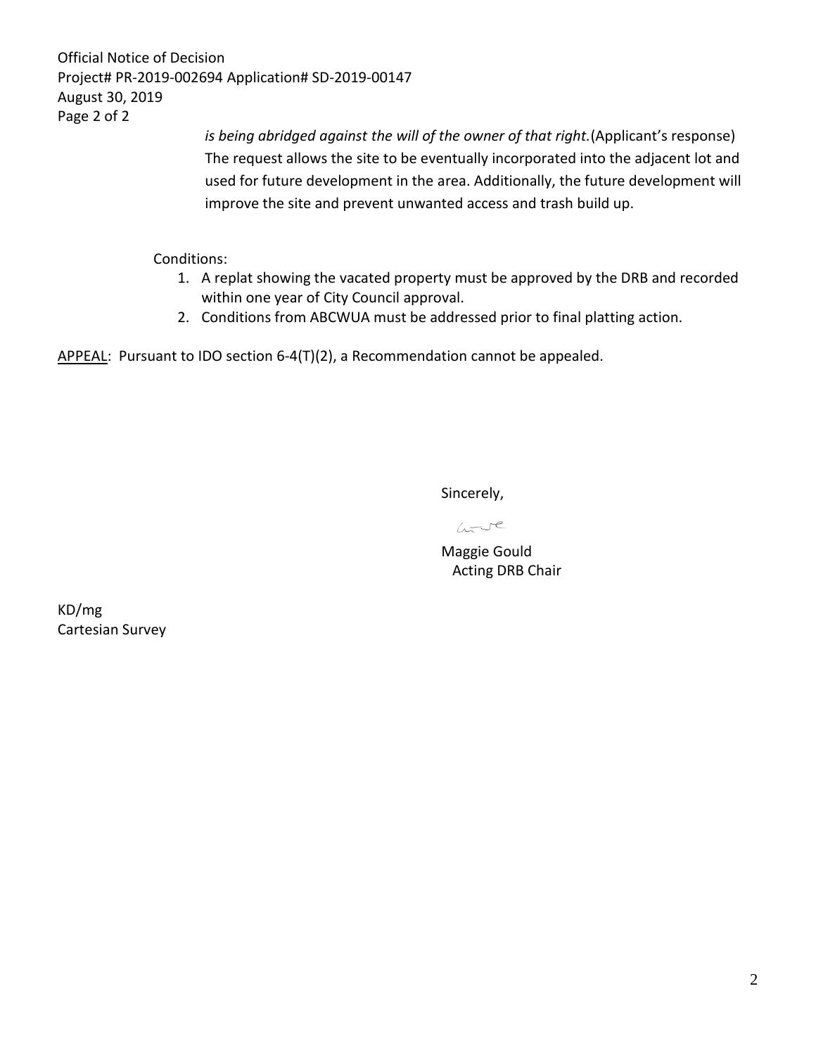*is being abridged against the will of the owner of that right.*(Applicant's response) The request allows the site to be eventually incorporated into the adjacent lot and used for future development in the area. Additionally, the future development will improve the site and prevent unwanted access and trash build up.

Conditions:

1. A replat showing the vacated property must be approved by the DRB and recorded within one year of City Council approval.
2. Conditions from ABCWUA must be addressed prior to final platting action.

APPEAL: Pursuant to IDO section 6-4(T)(2), a Recommendation cannot be appealed.

Sincerely,

Maggie Gould
Acting DRB Chair

KD/mg
Cartesian Survey